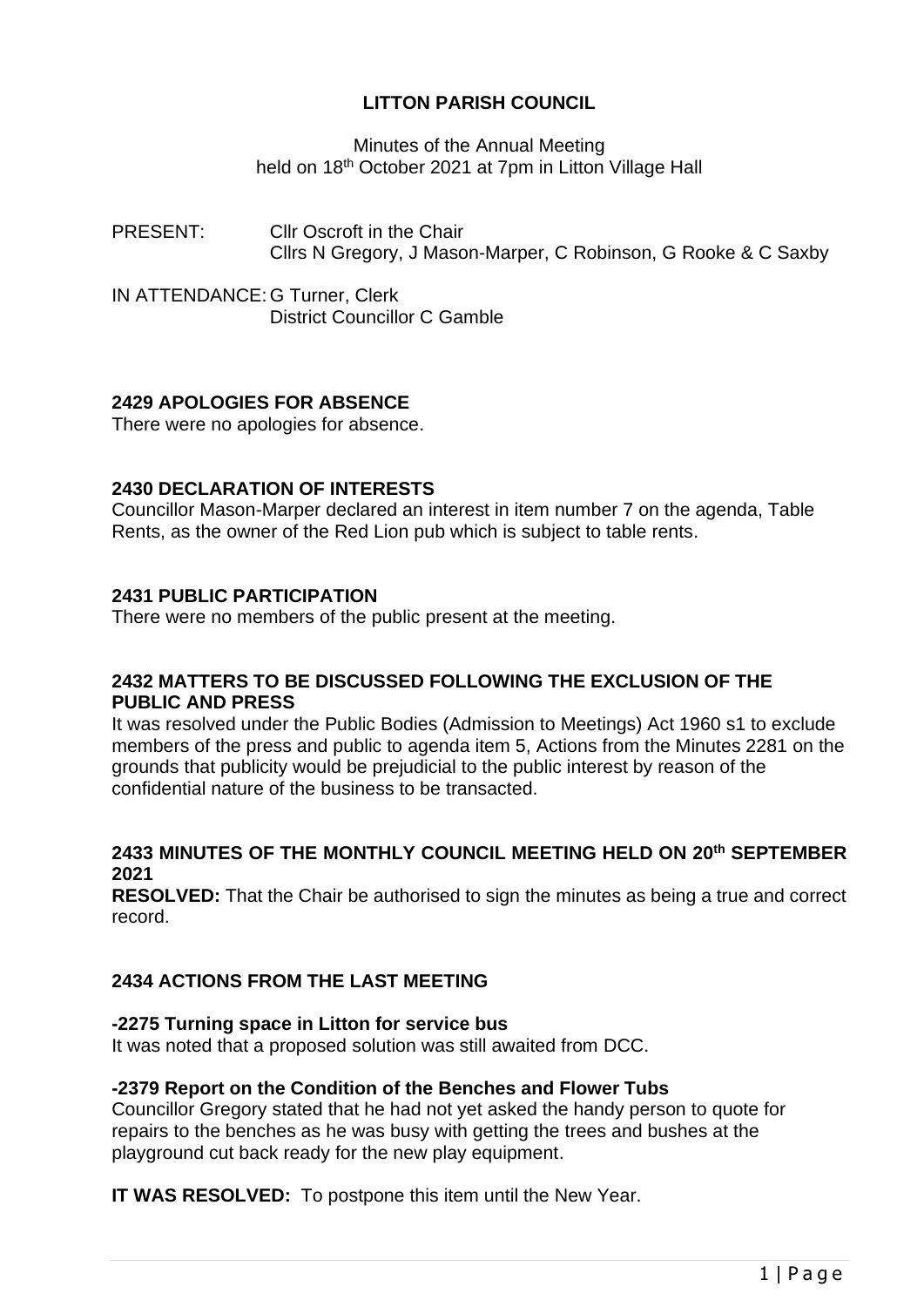# LITTON PARISH COUNCIL

Minutes of the Annual Meeting
held on 18th October 2021 at 7pm in Litton Village Hall

PRESENT: Cllr Oscroft in the Chair
Cllrs N Gregory, J Mason-Marper, C Robinson, G Rooke & C Saxby

IN ATTENDANCE: G Turner, Clerk
District Councillor C Gamble

## 2429 APOLOGIES FOR ABSENCE

There were no apologies for absence.

## 2430 DECLARATION OF INTERESTS

Councillor Mason-Marper declared an interest in item number 7 on the agenda, Table Rents, as the owner of the Red Lion pub which is subject to table rents.

## 2431 PUBLIC PARTICIPATION

There were no members of the public present at the meeting.

## 2432 MATTERS TO BE DISCUSSED FOLLOWING THE EXCLUSION OF THE PUBLIC AND PRESS

It was resolved under the Public Bodies (Admission to Meetings) Act 1960 s1 to exclude members of the press and public to agenda item 5, Actions from the Minutes 2281 on the grounds that publicity would be prejudicial to the public interest by reason of the confidential nature of the business to be transacted.

## 2433 MINUTES OF THE MONTHLY COUNCIL MEETING HELD ON 20th SEPTEMBER 2021

**RESOLVED:** That the Chair be authorised to sign the minutes as being a true and correct record.

## 2434 ACTIONS FROM THE LAST MEETING

### -2275 Turning space in Litton for service bus

It was noted that a proposed solution was still awaited from DCC.

### -2379 Report on the Condition of the Benches and Flower Tubs

Councillor Gregory stated that he had not yet asked the handy person to quote for repairs to the benches as he was busy with getting the trees and bushes at the playground cut back ready for the new play equipment.

**IT WAS RESOLVED:** To postpone this item until the New Year.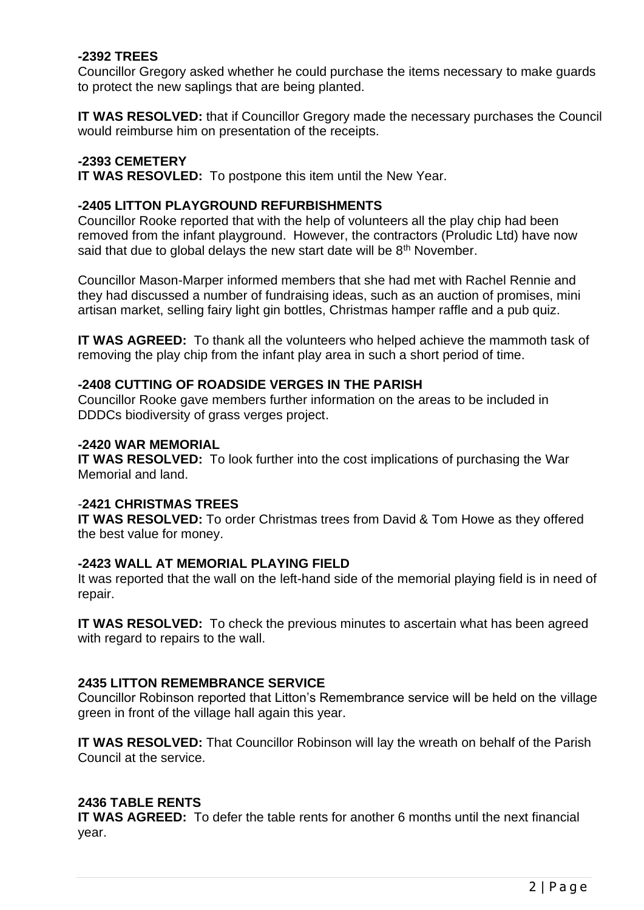**-2392 TREES**
Councillor Gregory asked whether he could purchase the items necessary to make guards to protect the new saplings that are being planted.

**IT WAS RESOLVED:** that if Councillor Gregory made the necessary purchases the Council would reimburse him on presentation of the receipts.

**-2393 CEMETERY**
**IT WAS RESOVLED:** To postpone this item until the New Year.

**-2405 LITTON PLAYGROUND REFURBISHMENTS**
Councillor Rooke reported that with the help of volunteers all the play chip had been removed from the infant playground. However, the contractors (Proludic Ltd) have now said that due to global delays the new start date will be 8th November.

Councillor Mason-Marper informed members that she had met with Rachel Rennie and they had discussed a number of fundraising ideas, such as an auction of promises, mini artisan market, selling fairy light gin bottles, Christmas hamper raffle and a pub quiz.

**IT WAS AGREED:** To thank all the volunteers who helped achieve the mammoth task of removing the play chip from the infant play area in such a short period of time.

**-2408 CUTTING OF ROADSIDE VERGES IN THE PARISH**
Councillor Rooke gave members further information on the areas to be included in DDDCs biodiversity of grass verges project.

**-2420 WAR MEMORIAL**
**IT WAS RESOLVED:** To look further into the cost implications of purchasing the War Memorial and land.

-**2421 CHRISTMAS TREES**
**IT WAS RESOLVED:** To order Christmas trees from David & Tom Howe as they offered the best value for money.

**-2423 WALL AT MEMORIAL PLAYING FIELD**
It was reported that the wall on the left-hand side of the memorial playing field is in need of repair.

**IT WAS RESOLVED:** To check the previous minutes to ascertain what has been agreed with regard to repairs to the wall.

**2435 LITTON REMEMBRANCE SERVICE**
Councillor Robinson reported that Litton's Remembrance service will be held on the village green in front of the village hall again this year.

**IT WAS RESOLVED:** That Councillor Robinson will lay the wreath on behalf of the Parish Council at the service.

**2436 TABLE RENTS**
**IT WAS AGREED:** To defer the table rents for another 6 months until the next financial year.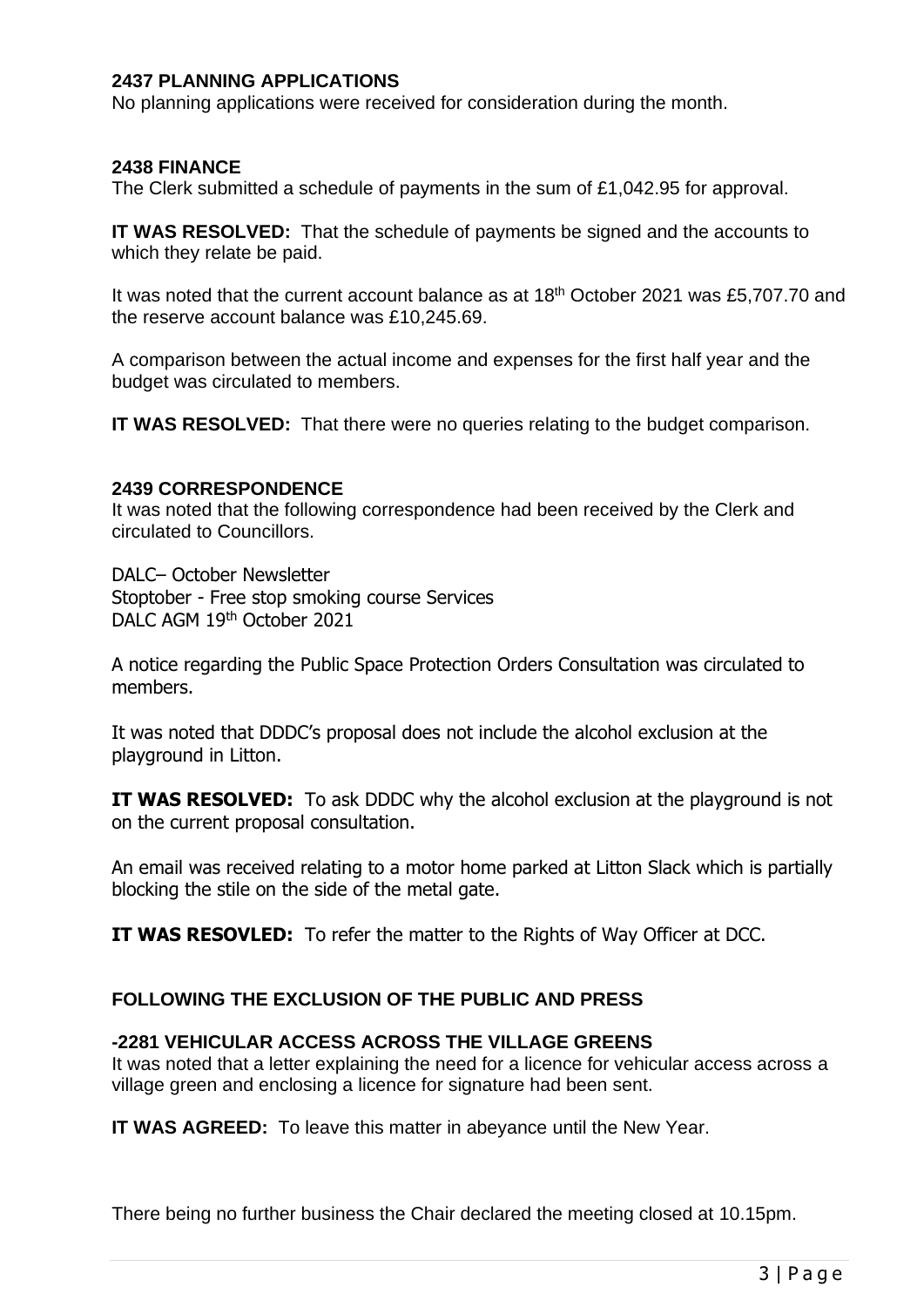**2437 PLANNING APPLICATIONS**

No planning applications were received for consideration during the month.

**2438 FINANCE**

The Clerk submitted a schedule of payments in the sum of £1,042.95 for approval.

**IT WAS RESOLVED:** That the schedule of payments be signed and the accounts to which they relate be paid.

It was noted that the current account balance as at 18th October 2021 was £5,707.70 and the reserve account balance was £10,245.69.

A comparison between the actual income and expenses for the first half year and the budget was circulated to members.

**IT WAS RESOLVED:** That there were no queries relating to the budget comparison.

**2439 CORRESPONDENCE**

It was noted that the following correspondence had been received by the Clerk and circulated to Councillors.

DALC– October Newsletter
Stoptober - Free stop smoking course Services
DALC AGM 19th October 2021

A notice regarding the Public Space Protection Orders Consultation was circulated to members.

It was noted that DDDC's proposal does not include the alcohol exclusion at the playground in Litton.

**IT WAS RESOLVED:** To ask DDDC why the alcohol exclusion at the playground is not on the current proposal consultation.

An email was received relating to a motor home parked at Litton Slack which is partially blocking the stile on the side of the metal gate.

**IT WAS RESOVLED:** To refer the matter to the Rights of Way Officer at DCC.

**FOLLOWING THE EXCLUSION OF THE PUBLIC AND PRESS**

**-2281 VEHICULAR ACCESS ACROSS THE VILLAGE GREENS**

It was noted that a letter explaining the need for a licence for vehicular access across a village green and enclosing a licence for signature had been sent.

**IT WAS AGREED:** To leave this matter in abeyance until the New Year.

There being no further business the Chair declared the meeting closed at 10.15pm.